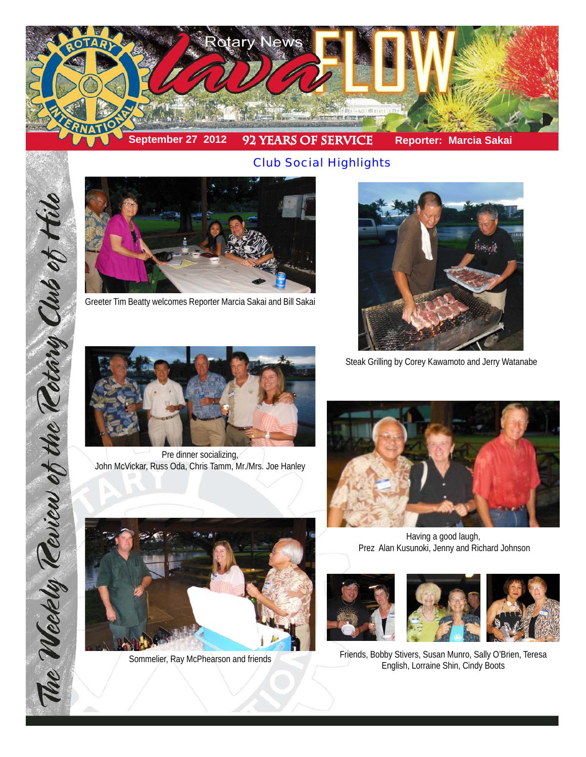# Rotary News lava FLOW

September 27 2012 | 92 YEARS OF SERVICE | Reporter: Marcia Sakai

*The Weekly Review of the Rotary Club of Hilo*

## Club Social Highlights

Greeter Tim Beatty welcomes Reporter Marcia Sakai and Bill Sakai

Steak Grilling by Corey Kawamoto and Jerry Watanabe

Pre dinner socializing,
John McVickar, Russ Oda, Chris Tamm, Mr./Mrs. Joe Hanley

Having a good laugh,
Prez Alan Kusunoki, Jenny and Richard Johnson

Sommelier, Ray McPhearson and friends

Friends, Bobby Stivers, Susan Munro, Sally O'Brien, Teresa English, Lorraine Shin, Cindy Boots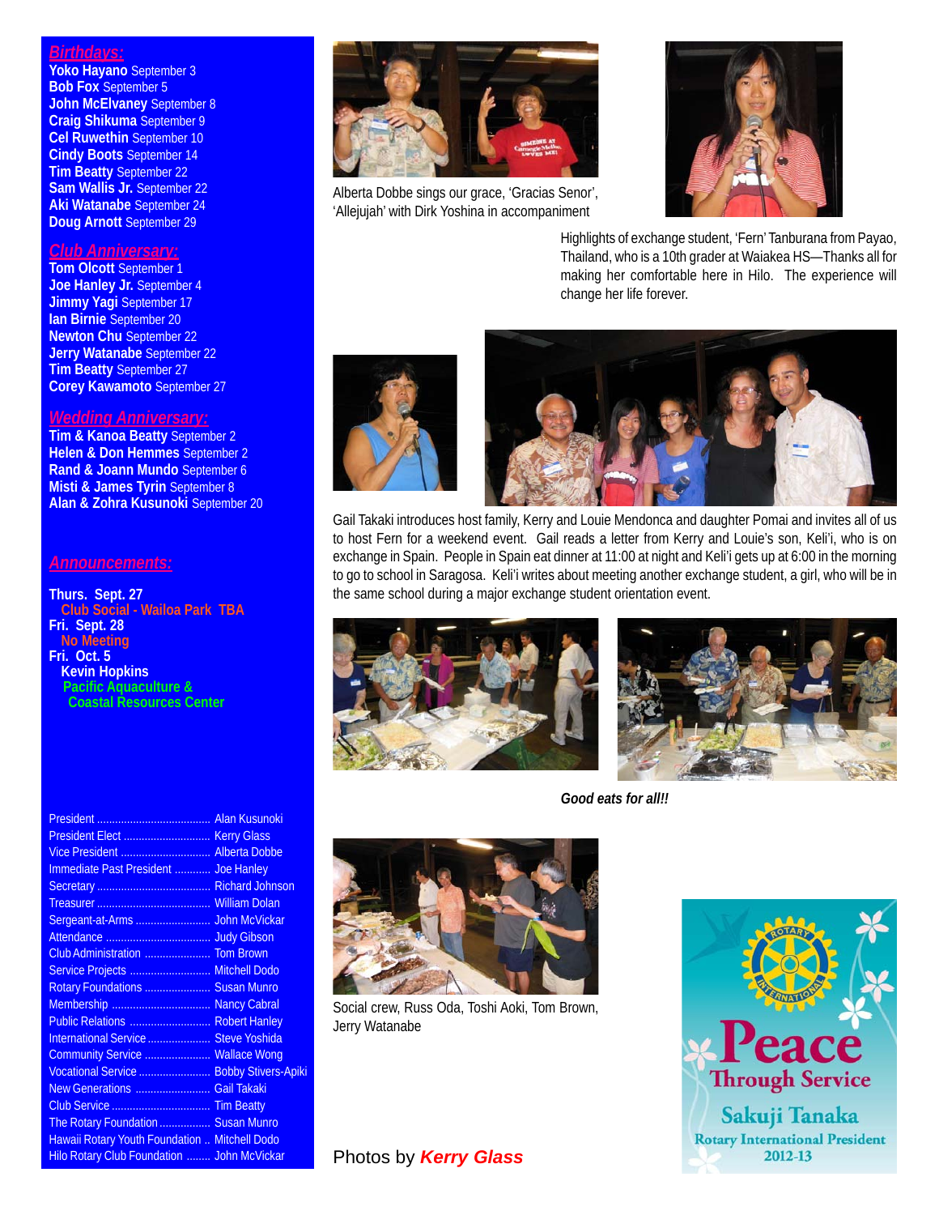## Birthdays:

**Yoko Hayano** September 3
**Bob Fox** September 5
**John McElvaney** September 8
**Craig Shikuma** September 9
**Cel Ruwethin** September 10
**Cindy Boots** September 14
**Tim Beatty** September 22
**Sam Wallis Jr.** September 22
**Aki Watanabe** September 24
**Doug Arnott** September 29

## Club Anniversary:

**Tom Olcott** September 1
**Joe Hanley Jr.** September 4
**Jimmy Yagi** September 17
**Ian Birnie** September 20
**Newton Chu** September 22
**Jerry Watanabe** September 22
**Tim Beatty** September 27
**Corey Kawamoto** September 27

## Wedding Anniversary:

**Tim & Kanoa Beatty** September 2
**Helen & Don Hemmes** September 2
**Rand & Joann Mundo** September 6
**Misti & James Tyrin** September 8
**Alan & Zohra Kusunoki** September 20

## Announcements:

**Thurs. Sept. 27**
**Club Social - Wailoa Park TBA**
**Fri. Sept. 28**
**No Meeting**
**Fri. Oct. 5**
**Kevin Hopkins**
**Pacific Aquaculture & Coastal Resources Center**

| | |
|---|---|
| President | Alan Kusunoki |
| President Elect | Kerry Glass |
| Vice President | Alberta Dobbe |
| Immediate Past President | Joe Hanley |
| Secretary | Richard Johnson |
| Treasurer | William Dolan |
| Sergeant-at-Arms | John McVickar |
| Attendance | Judy Gibson |
| Club Administration | Tom Brown |
| Service Projects | Mitchell Dodo |
| Rotary Foundations | Susan Munro |
| Membership | Nancy Cabral |
| Public Relations | Robert Hanley |
| International Service | Steve Yoshida |
| Community Service | Wallace Wong |
| Vocational Service | Bobby Stivers-Apiki |
| New Generations | Gail Takaki |
| Club Service | Tim Beatty |
| The Rotary Foundation | Susan Munro |
| Hawaii Rotary Youth Foundation | Mitchell Dodo |
| Hilo Rotary Club Foundation | John McVickar |

Alberta Dobbe sings our grace, 'Gracias Senor', 'Allejujah' with Dirk Yoshina in accompaniment

Highlights of exchange student, 'Fern' Tanburana from Payao, Thailand, who is a 10th grader at Waiakea HS—Thanks all for making her comfortable here in Hilo. The experience will change her life forever.

Gail Takaki introduces host family, Kerry and Louie Mendonca and daughter Pomai and invites all of us to host Fern for a weekend event. Gail reads a letter from Kerry and Louie's son, Keli'i, who is on exchange in Spain. People in Spain eat dinner at 11:00 at night and Keli'i gets up at 6:00 in the morning to go to school in Saragosa. Keli'i writes about meeting another exchange student, a girl, who will be in the same school during a major exchange student orientation event.

***Good eats for all!!***

Social crew, Russ Oda, Toshi Aoki, Tom Brown, Jerry Watanabe

Photos by ***Kerry Glass***

Peace Through Service
Sakuji Tanaka
Rotary International President
2012-13